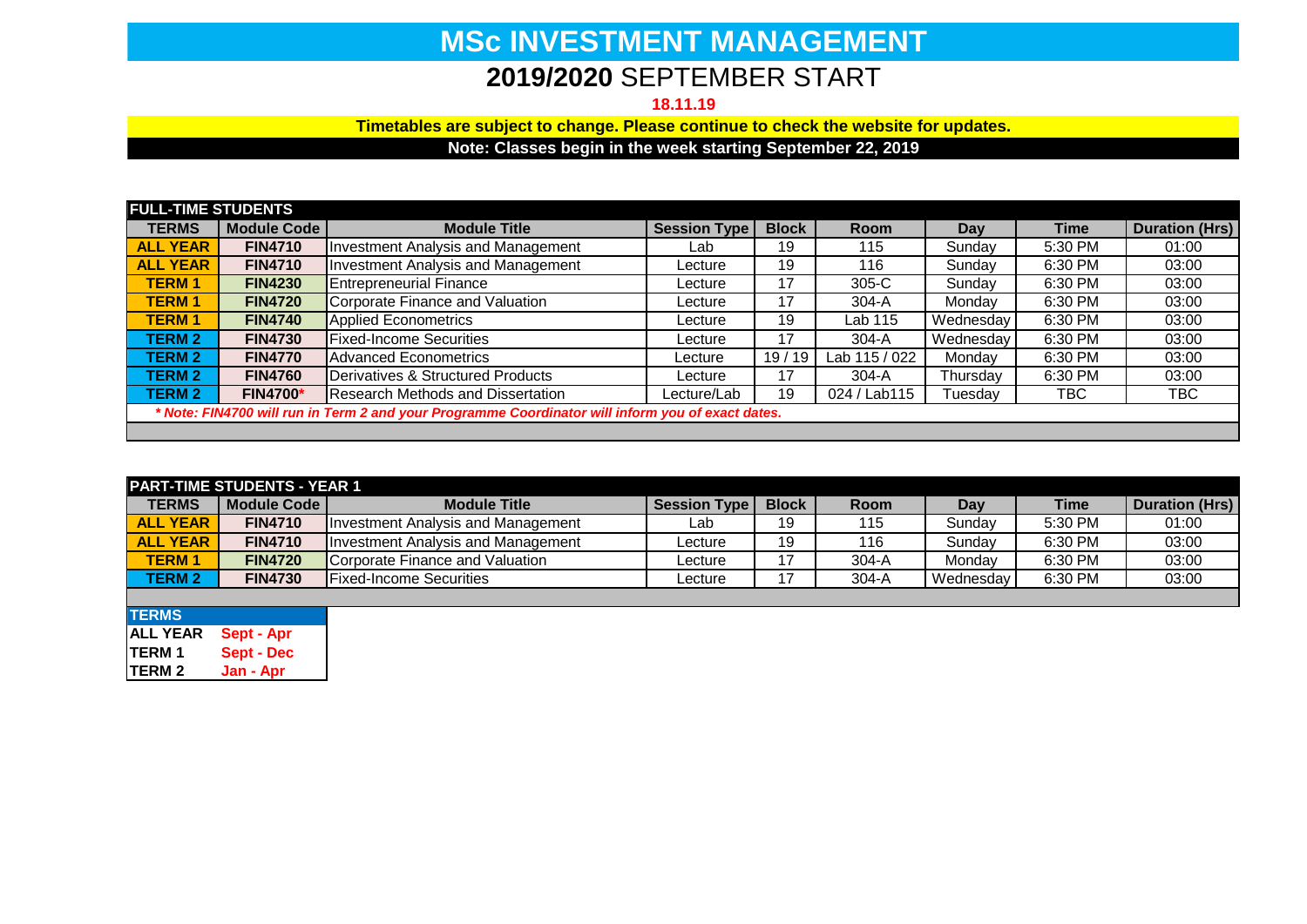# MSc INVESTMENT MANAGEMENT

## **2019/2020** SEPTEMBER START

**18.11.19**

**Timetables are subject to change. Please continue to check the website for updates.**

**Note: Classes begin in the week starting September 22, 2019**

**FULL-TIME STUDENTS**

| TERMS | Module Code | Module Title | Session Type | Block | Room | Day | Time | Duration (Hrs) |
|---|---|---|---|---|---|---|---|---|
| ALL YEAR | FIN4710 | Investment Analysis and Management | Lab | 19 | 115 | Sunday | 5:30 PM | 01:00 |
| ALL YEAR | FIN4710 | Investment Analysis and Management | Lecture | 19 | 116 | Sunday | 6:30 PM | 03:00 |
| TERM 1 | FIN4230 | Entrepreneurial Finance | Lecture | 17 | 305-C | Sunday | 6:30 PM | 03:00 |
| TERM 1 | FIN4720 | Corporate Finance and Valuation | Lecture | 17 | 304-A | Monday | 6:30 PM | 03:00 |
| TERM 1 | FIN4740 | Applied Econometrics | Lecture | 19 | Lab 115 | Wednesday | 6:30 PM | 03:00 |
| TERM 2 | FIN4730 | Fixed-Income Securities | Lecture | 17 | 304-A | Wednesday | 6:30 PM | 03:00 |
| TERM 2 | FIN4770 | Advanced Econometrics | Lecture | 19 / 19 | Lab 115 / 022 | Monday | 6:30 PM | 03:00 |
| TERM 2 | FIN4760 | Derivatives & Structured Products | Lecture | 17 | 304-A | Thursday | 6:30 PM | 03:00 |
| TERM 2 | FIN4700* | Research Methods and Dissertation | Lecture/Lab | 19 | 024 / Lab115 | Tuesday | TBC | TBC |

*\* Note: FIN4700 will run in Term 2 and your Programme Coordinator will inform you of exact dates.*

**PART-TIME STUDENTS - YEAR 1**

| TERMS | Module Code | Module Title | Session Type | Block | Room | Day | Time | Duration (Hrs) |
|---|---|---|---|---|---|---|---|---|
| ALL YEAR | FIN4710 | Investment Analysis and Management | Lab | 19 | 115 | Sunday | 5:30 PM | 01:00 |
| ALL YEAR | FIN4710 | Investment Analysis and Management | Lecture | 19 | 116 | Sunday | 6:30 PM | 03:00 |
| TERM 1 | FIN4720 | Corporate Finance and Valuation | Lecture | 17 | 304-A | Monday | 6:30 PM | 03:00 |
| TERM 2 | FIN4730 | Fixed-Income Securities | Lecture | 17 | 304-A | Wednesday | 6:30 PM | 03:00 |

| TERMS | |
|---|---|
| ALL YEAR | Sept - Apr |
| TERM 1 | Sept - Dec |
| TERM 2 | Jan - Apr |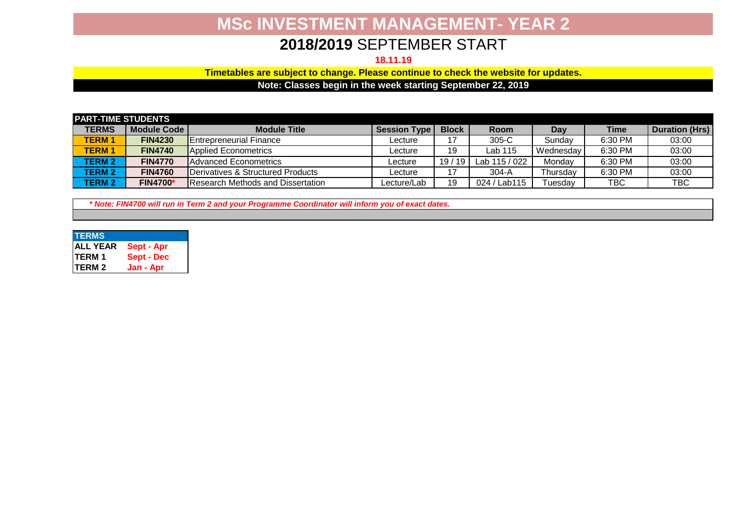# MSc INVESTMENT MANAGEMENT- YEAR 2

## **2018/2019** SEPTEMBER START

**18.11.19**

**Timetables are subject to change. Please continue to check the website for updates.**

**Note: Classes begin in the week starting September 22, 2019**

**PART-TIME STUDENTS**

| TERMS | Module Code | Module Title | Session Type | Block | Room | Day | Time | Duration (Hrs) |
|---|---|---|---|---|---|---|---|---|
| TERM 1 | FIN4230 | Entrepreneurial Finance | Lecture | 17 | 305-C | Sunday | 6:30 PM | 03:00 |
| TERM 1 | FIN4740 | Applied Econometrics | Lecture | 19 | Lab 115 | Wednesday | 6:30 PM | 03:00 |
| TERM 2 | FIN4770 | Advanced Econometrics | Lecture | 19 / 19 | Lab 115 / 022 | Monday | 6:30 PM | 03:00 |
| TERM 2 | FIN4760 | Derivatives & Structured Products | Lecture | 17 | 304-A | Thursday | 6:30 PM | 03:00 |
| TERM 2 | FIN4700* | Research Methods and Dissertation | Lecture/Lab | 19 | 024 / Lab115 | Tuesday | TBC | TBC |

*** Note: FIN4700 will run in Term 2 and your Programme Coordinator will inform you of exact dates.***

| TERMS | |
|---|---|
| ALL YEAR | Sept - Apr |
| TERM 1 | Sept - Dec |
| TERM 2 | Jan - Apr |